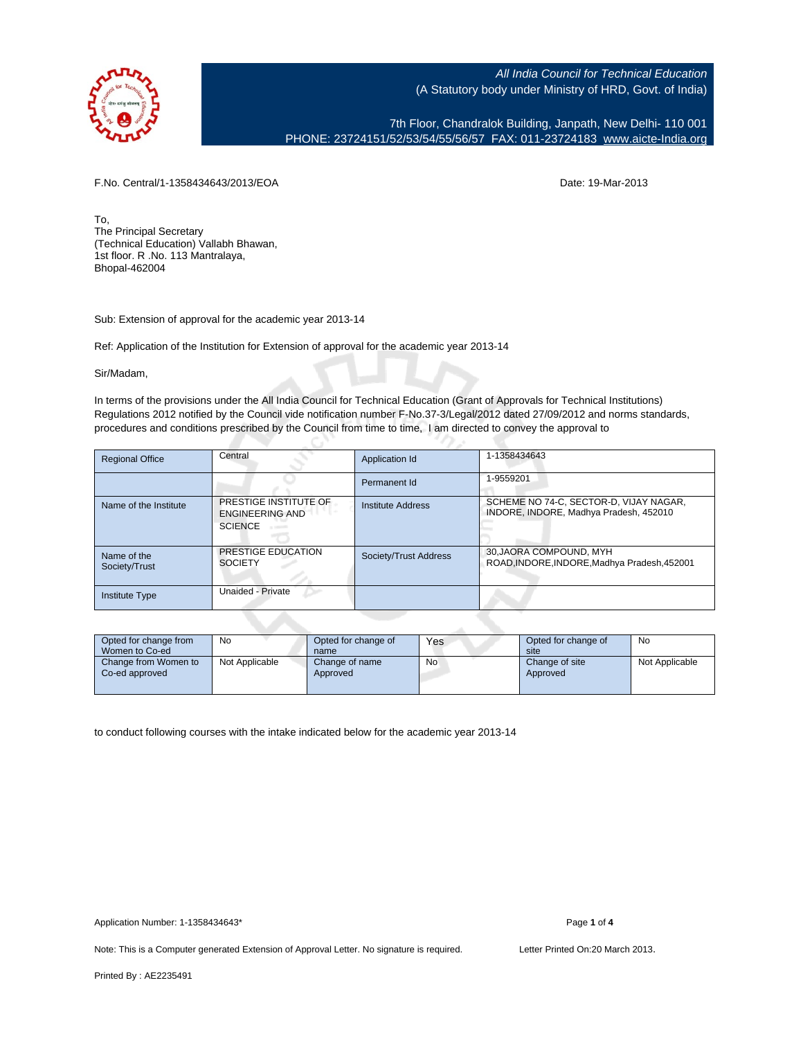*All India Council for Technical Education*
(A Statutory body under Ministry of HRD, Govt. of India)

7th Floor, Chandralok Building, Janpath, New Delhi- 110 001
PHONE: 23724151/52/53/54/55/56/57 FAX: 011-23724183 www.aicte-India.org

F.No. Central/1-1358434643/2013/EOA  Date: 19-Mar-2013

To,
The Principal Secretary
(Technical Education) Vallabh Bhawan,
1st floor. R .No. 113 Mantralaya,
Bhopal-462004

Sub: Extension of approval for the academic year 2013-14

Ref: Application of the Institution for Extension of approval for the academic year 2013-14

Sir/Madam,

In terms of the provisions under the All India Council for Technical Education (Grant of Approvals for Technical Institutions) Regulations 2012 notified by the Council vide notification number F-No.37-3/Legal/2012 dated 27/09/2012 and norms standards, procedures and conditions prescribed by the Council from time to time, I am directed to convey the approval to

| Regional Office | Central | Application Id | 1-1358434643 |
|---|---|---|---|
| | | Permanent Id | 1-9559201 |
| Name of the Institute | PRESTIGE INSTITUTE OF ENGINEERING AND SCIENCE | Institute Address | SCHEME NO 74-C, SECTOR-D, VIJAY NAGAR, INDORE, INDORE, Madhya Pradesh, 452010 |
| Name of the Society/Trust | PRESTIGE EDUCATION SOCIETY | Society/Trust Address | 30,JAORA COMPOUND, MYH ROAD,INDORE,INDORE,Madhya Pradesh,452001 |
| Institute Type | Unaided - Private | | |

| Opted for change from Women to Co-ed | No | Opted for change of name | Yes | Opted for change of site | No |
|---|---|---|---|---|---|
| Change from Women to Co-ed approved | Not Applicable | Change of name Approved | No | Change of site Approved | Not Applicable |

to conduct following courses with the intake indicated below for the academic year 2013-14

Application Number: 1-1358434643*

Note: This is a Computer generated Extension of Approval Letter. No signature is required.  Letter Printed On:20 March 2013.

Printed By : AE2235491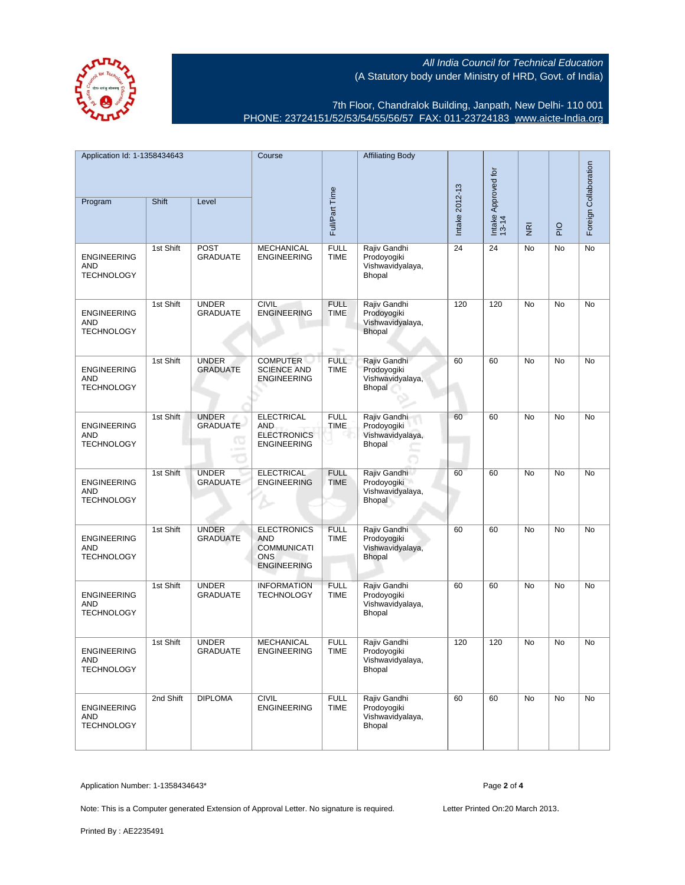All India Council for Technical Education
(A Statutory body under Ministry of HRD, Govt. of India)

7th Floor, Chandralok Building, Janpath, New Delhi- 110 001
PHONE: 23724151/52/53/54/55/56/57 FAX: 011-23724183 www.aicte-India.org

| Application Id: 1-1358434643 | | | Course | Full/Part Time | Affiliating Body | Intake 2012-13 | Intake Approved for 13-14 | NRI | PIO | Foreign Collaboration |
|---|---|---|---|---|---|---|---|---|---|---|
| Program | Shift | Level | | | | | | | | |
| ENGINEERING AND TECHNOLOGY | 1st Shift | POST GRADUATE | MECHANICAL ENGINEERING | FULL TIME | Rajiv Gandhi Prodoyogiki Vishwavidyalaya, Bhopal | 24 | 24 | No | No | No |
| ENGINEERING AND TECHNOLOGY | 1st Shift | UNDER GRADUATE | CIVIL ENGINEERING | FULL TIME | Rajiv Gandhi Prodoyogiki Vishwavidyalaya, Bhopal | 120 | 120 | No | No | No |
| ENGINEERING AND TECHNOLOGY | 1st Shift | UNDER GRADUATE | COMPUTER SCIENCE AND ENGINEERING | FULL TIME | Rajiv Gandhi Prodoyogiki Vishwavidyalaya, Bhopal | 60 | 60 | No | No | No |
| ENGINEERING AND TECHNOLOGY | 1st Shift | UNDER GRADUATE | ELECTRICAL AND ELECTRONICS ENGINEERING | FULL TIME | Rajiv Gandhi Prodoyogiki Vishwavidyalaya, Bhopal | 60 | 60 | No | No | No |
| ENGINEERING AND TECHNOLOGY | 1st Shift | UNDER GRADUATE | ELECTRICAL ENGINEERING | FULL TIME | Rajiv Gandhi Prodoyogiki Vishwavidyalaya, Bhopal | 60 | 60 | No | No | No |
| ENGINEERING AND TECHNOLOGY | 1st Shift | UNDER GRADUATE | ELECTRONICS AND COMMUNICATIONS ENGINEERING | FULL TIME | Rajiv Gandhi Prodoyogiki Vishwavidyalaya, Bhopal | 60 | 60 | No | No | No |
| ENGINEERING AND TECHNOLOGY | 1st Shift | UNDER GRADUATE | INFORMATION TECHNOLOGY | FULL TIME | Rajiv Gandhi Prodoyogiki Vishwavidyalaya, Bhopal | 60 | 60 | No | No | No |
| ENGINEERING AND TECHNOLOGY | 1st Shift | UNDER GRADUATE | MECHANICAL ENGINEERING | FULL TIME | Rajiv Gandhi Prodoyogiki Vishwavidyalaya, Bhopal | 120 | 120 | No | No | No |
| ENGINEERING AND TECHNOLOGY | 2nd Shift | DIPLOMA | CIVIL ENGINEERING | FULL TIME | Rajiv Gandhi Prodoyogiki Vishwavidyalaya, Bhopal | 60 | 60 | No | No | No |

Application Number: 1-1358434643*

Note: This is a Computer generated Extension of Approval Letter. No signature is required.

Letter Printed On:20 March 2013.

Printed By : AE2235491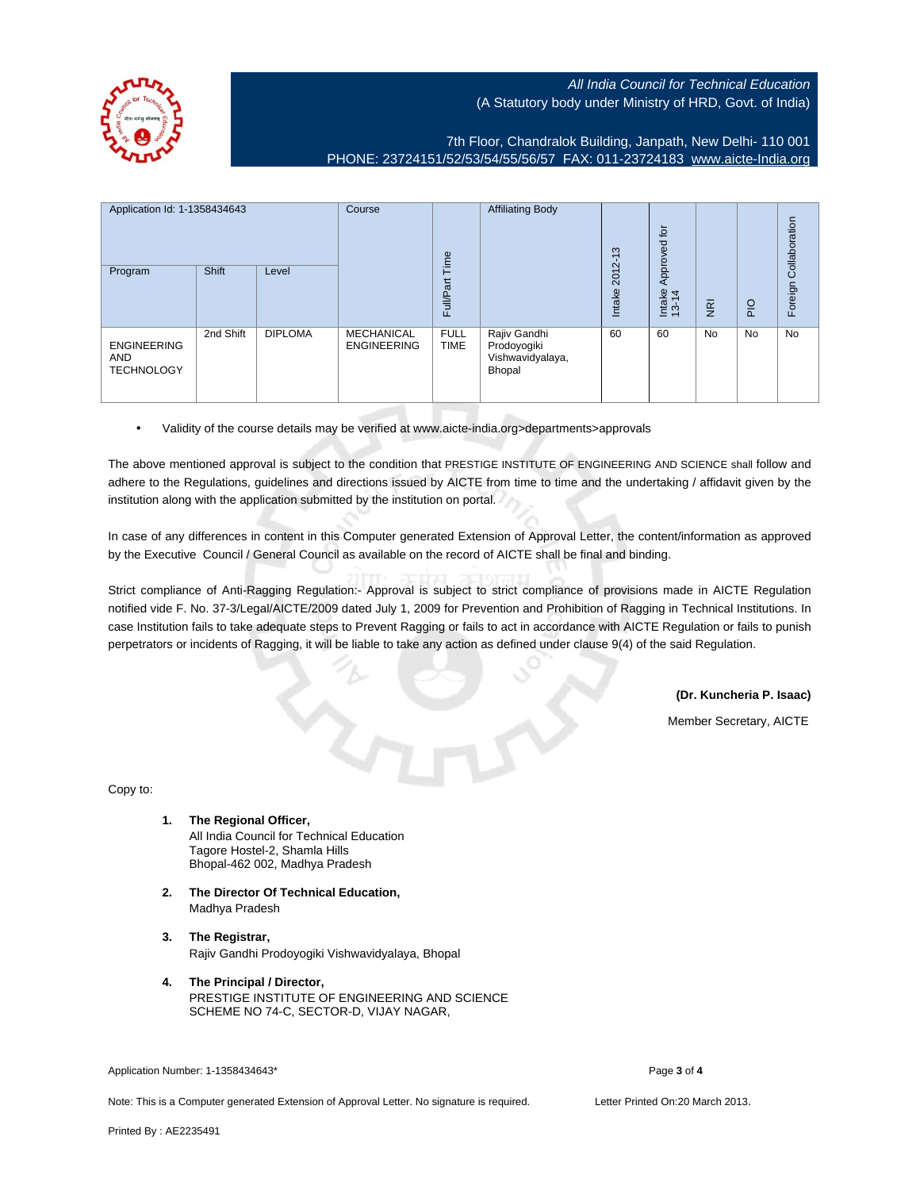*All India Council for Technical Education*
(A Statutory body under Ministry of HRD, Govt. of India)

7th Floor, Chandralok Building, Janpath, New Delhi- 110 001
PHONE: 23724151/52/53/54/55/56/57 FAX: 011-23724183 www.aicte-India.org

| Application Id: 1-1358434643 | | | Course | Full/Part Time | Affiliating Body | Intake 2012-13 | Intake Approved for 13-14 | NRI | PIO | Foreign Collaboration |
|---|---|---|---|---|---|---|---|---|---|---|
| Program | Shift | Level | | | | | | | | |
| ENGINEERING AND TECHNOLOGY | 2nd Shift | DIPLOMA | MECHANICAL ENGINEERING | FULL TIME | Rajiv Gandhi Prodoyogiki Vishwavidyalaya, Bhopal | 60 | 60 | No | No | No |

- Validity of the course details may be verified at www.aicte-india.org>departments>approvals

The above mentioned approval is subject to the condition that PRESTIGE INSTITUTE OF ENGINEERING AND SCIENCE shall follow and adhere to the Regulations, guidelines and directions issued by AICTE from time to time and the undertaking / affidavit given by the institution along with the application submitted by the institution on portal.

In case of any differences in content in this Computer generated Extension of Approval Letter, the content/information as approved by the Executive Council / General Council as available on the record of AICTE shall be final and binding.

Strict compliance of Anti-Ragging Regulation:- Approval is subject to strict compliance of provisions made in AICTE Regulation notified vide F. No. 37-3/Legal/AICTE/2009 dated July 1, 2009 for Prevention and Prohibition of Ragging in Technical Institutions. In case Institution fails to take adequate steps to Prevent Ragging or fails to act in accordance with AICTE Regulation or fails to punish perpetrators or incidents of Ragging, it will be liable to take any action as defined under clause 9(4) of the said Regulation.

**(Dr. Kuncheria P. Isaac)**
Member Secretary, AICTE

Copy to:

1. **The Regional Officer,**
   All India Council for Technical Education
   Tagore Hostel-2, Shamla Hills
   Bhopal-462 002, Madhya Pradesh

2. **The Director Of Technical Education,**
   Madhya Pradesh

3. **The Registrar,**
   Rajiv Gandhi Prodoyogiki Vishwavidyalaya, Bhopal

4. **The Principal / Director,**
   PRESTIGE INSTITUTE OF ENGINEERING AND SCIENCE
   SCHEME NO 74-C, SECTOR-D, VIJAY NAGAR,

Application Number: 1-1358434643*

Note: This is a Computer generated Extension of Approval Letter. No signature is required.

Letter Printed On:20 March 2013.

Printed By : AE2235491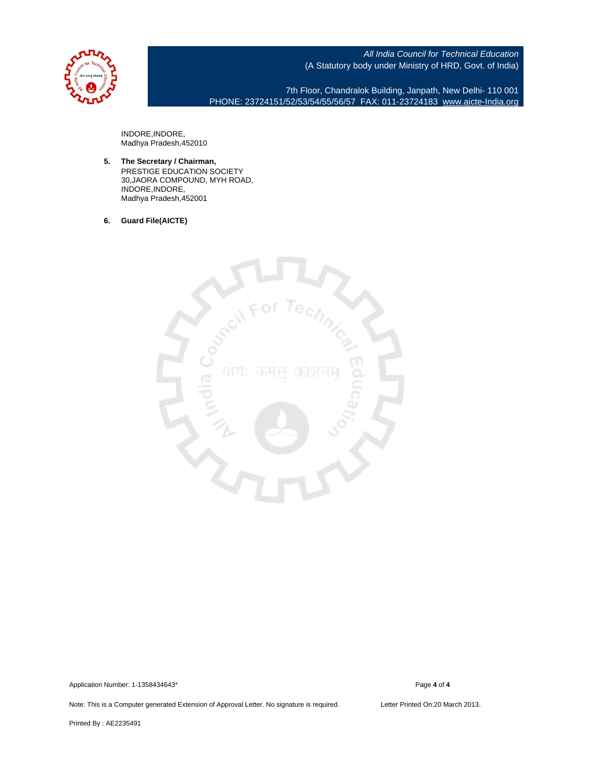INDORE,INDORE,
Madhya Pradesh,452010

5. **The Secretary / Chairman,**
   PRESTIGE EDUCATION SOCIETY
   30,JAORA COMPOUND, MYH ROAD,
   INDORE,INDORE,
   Madhya Pradesh,452001

6. **Guard File(AICTE)**

Application Number: 1-1358434643*

Note: This is a Computer generated Extension of Approval Letter. No signature is required.

Letter Printed On:20 March 2013.

Printed By : AE2235491